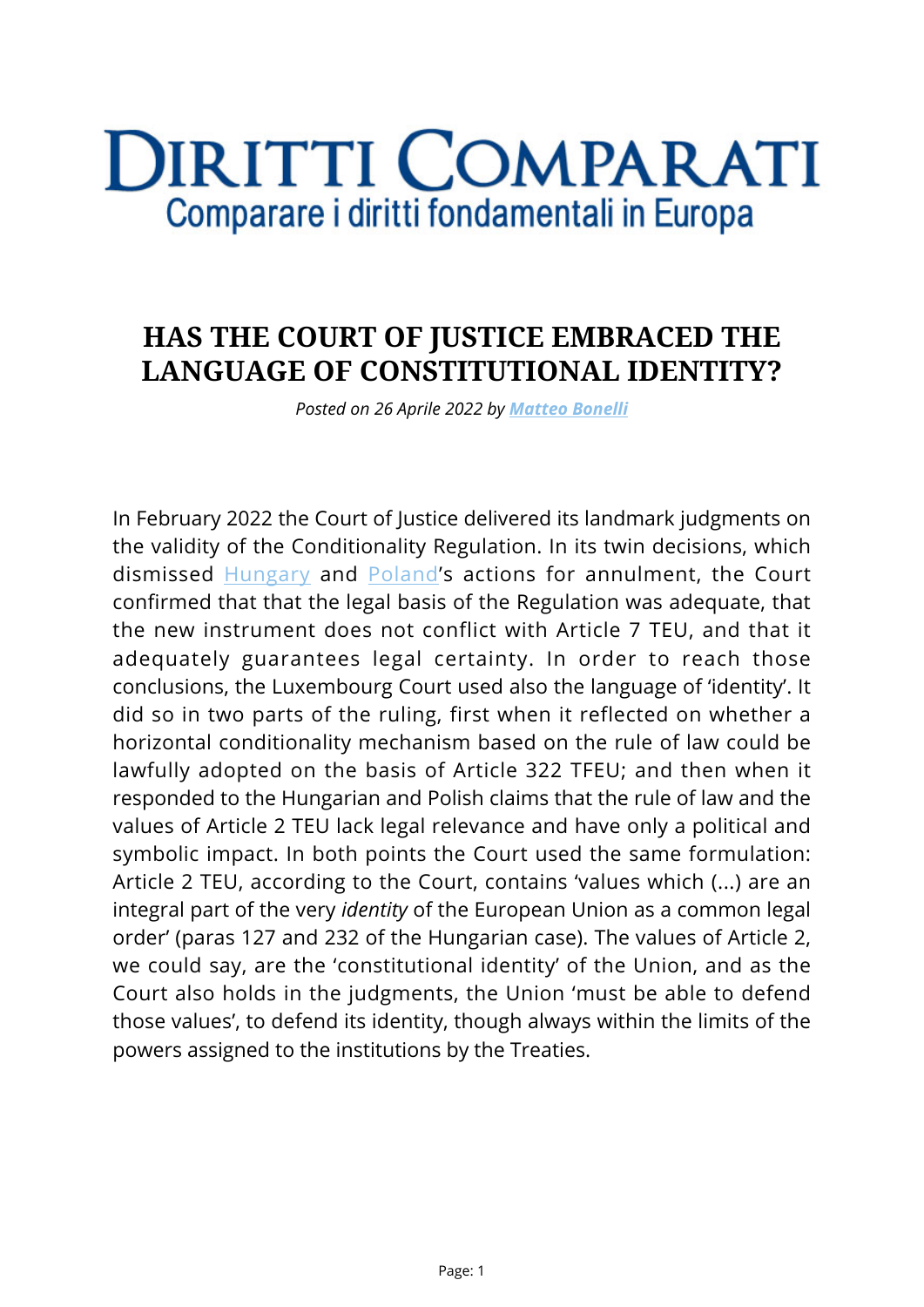# DIRITTI COMPARATI

Comparare i diritti fondamentali in Europa

## HAS THE COURT OF JUSTICE EMBRACED THE LANGUAGE OF CONSTITUTIONAL IDENTITY?

*Posted on 26 Aprile 2022 by **Matteo Bonelli***

In February 2022 the Court of Justice delivered its landmark judgments on the validity of the Conditionality Regulation. In its twin decisions, which dismissed Hungary and Poland's actions for annulment, the Court confirmed that that the legal basis of the Regulation was adequate, that the new instrument does not conflict with Article 7 TEU, and that it adequately guarantees legal certainty. In order to reach those conclusions, the Luxembourg Court used also the language of 'identity'. It did so in two parts of the ruling, first when it reflected on whether a horizontal conditionality mechanism based on the rule of law could be lawfully adopted on the basis of Article 322 TFEU; and then when it responded to the Hungarian and Polish claims that the rule of law and the values of Article 2 TEU lack legal relevance and have only a political and symbolic impact. In both points the Court used the same formulation: Article 2 TEU, according to the Court, contains 'values which (...) are an integral part of the very *identity* of the European Union as a common legal order' (paras 127 and 232 of the Hungarian case). The values of Article 2, we could say, are the 'constitutional identity' of the Union, and as the Court also holds in the judgments, the Union 'must be able to defend those values', to defend its identity, though always within the limits of the powers assigned to the institutions by the Treaties.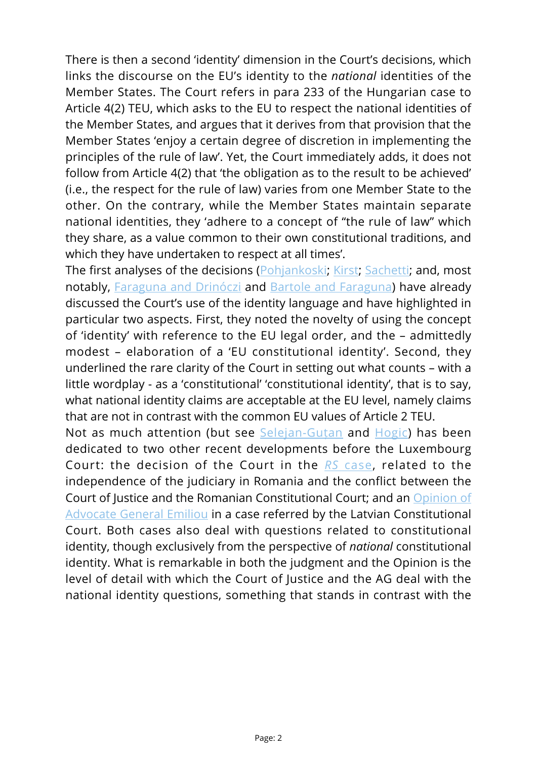There is then a second 'identity' dimension in the Court's decisions, which links the discourse on the EU's identity to the *national* identities of the Member States. The Court refers in para 233 of the Hungarian case to Article 4(2) TEU, which asks to the EU to respect the national identities of the Member States, and argues that it derives from that provision that the Member States 'enjoy a certain degree of discretion in implementing the principles of the rule of law'. Yet, the Court immediately adds, it does not follow from Article 4(2) that 'the obligation as to the result to be achieved' (i.e., the respect for the rule of law) varies from one Member State to the other. On the contrary, while the Member States maintain separate national identities, they 'adhere to a concept of "the rule of law" which they share, as a value common to their own constitutional traditions, and which they have undertaken to respect at all times'.

The first analyses of the decisions (Pohjankoski; Kirst; Sachetti; and, most notably, Faraguna and Drinóczi and Bartole and Faraguna) have already discussed the Court's use of the identity language and have highlighted in particular two aspects. First, they noted the novelty of using the concept of 'identity' with reference to the EU legal order, and the – admittedly modest – elaboration of a 'EU constitutional identity'. Second, they underlined the rare clarity of the Court in setting out what counts – with a little wordplay - as a 'constitutional' 'constitutional identity', that is to say, what national identity claims are acceptable at the EU level, namely claims that are not in contrast with the common EU values of Article 2 TEU.

Not as much attention (but see Selejan-Guţan and Hogic) has been dedicated to two other recent developments before the Luxembourg Court: the decision of the Court in the *RS* case, related to the independence of the judiciary in Romania and the conflict between the Court of Justice and the Romanian Constitutional Court; and an Opinion of Advocate General Emiliou in a case referred by the Latvian Constitutional Court. Both cases also deal with questions related to constitutional identity, though exclusively from the perspective of *national* constitutional identity. What is remarkable in both the judgment and the Opinion is the level of detail with which the Court of Justice and the AG deal with the national identity questions, something that stands in contrast with the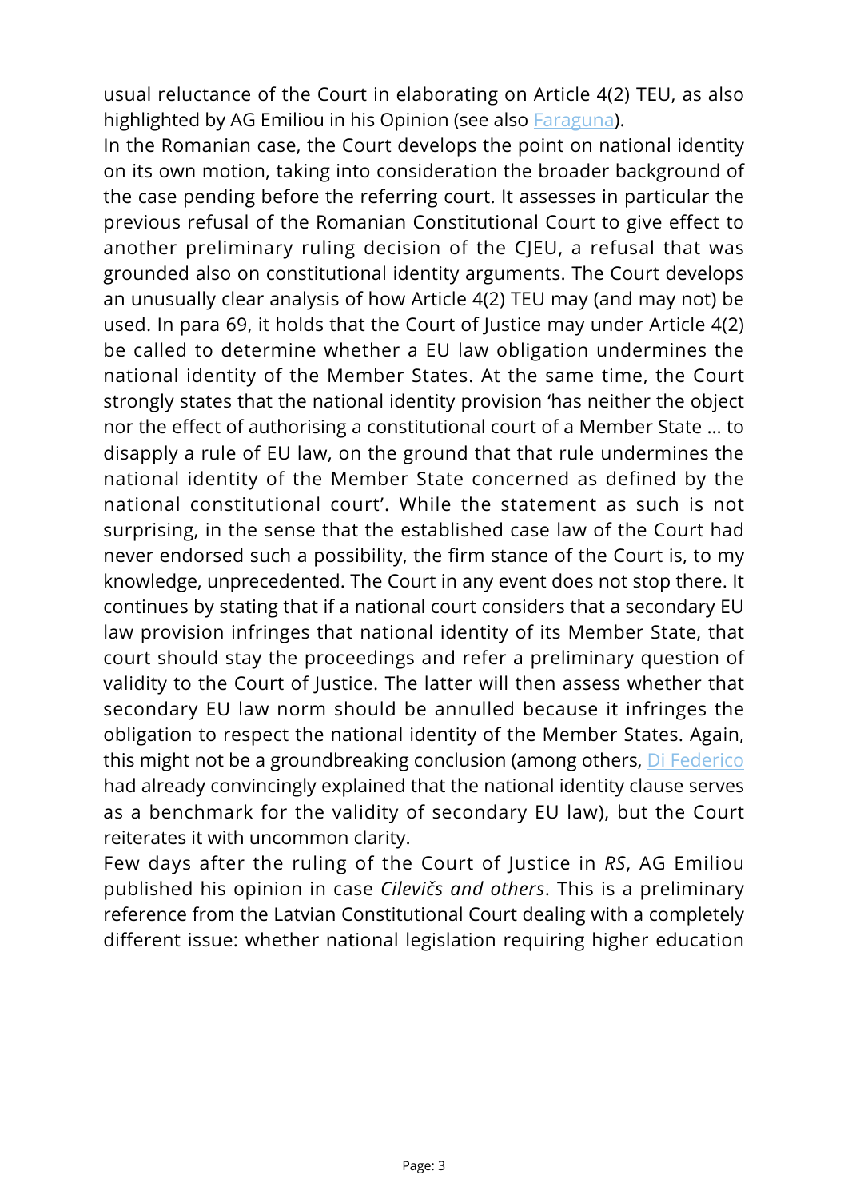usual reluctance of the Court in elaborating on Article 4(2) TEU, as also highlighted by AG Emiliou in his Opinion (see also Faraguna).

In the Romanian case, the Court develops the point on national identity on its own motion, taking into consideration the broader background of the case pending before the referring court. It assesses in particular the previous refusal of the Romanian Constitutional Court to give effect to another preliminary ruling decision of the CJEU, a refusal that was grounded also on constitutional identity arguments. The Court develops an unusually clear analysis of how Article 4(2) TEU may (and may not) be used. In para 69, it holds that the Court of Justice may under Article 4(2) be called to determine whether a EU law obligation undermines the national identity of the Member States. At the same time, the Court strongly states that the national identity provision 'has neither the object nor the effect of authorising a constitutional court of a Member State … to disapply a rule of EU law, on the ground that that rule undermines the national identity of the Member State concerned as defined by the national constitutional court'. While the statement as such is not surprising, in the sense that the established case law of the Court had never endorsed such a possibility, the firm stance of the Court is, to my knowledge, unprecedented. The Court in any event does not stop there. It continues by stating that if a national court considers that a secondary EU law provision infringes that national identity of its Member State, that court should stay the proceedings and refer a preliminary question of validity to the Court of Justice. The latter will then assess whether that secondary EU law norm should be annulled because it infringes the obligation to respect the national identity of the Member States. Again, this might not be a groundbreaking conclusion (among others, Di Federico had already convincingly explained that the national identity clause serves as a benchmark for the validity of secondary EU law), but the Court reiterates it with uncommon clarity.

Few days after the ruling of the Court of Justice in *RS*, AG Emiliou published his opinion in case *Cilevičs and others*. This is a preliminary reference from the Latvian Constitutional Court dealing with a completely different issue: whether national legislation requiring higher education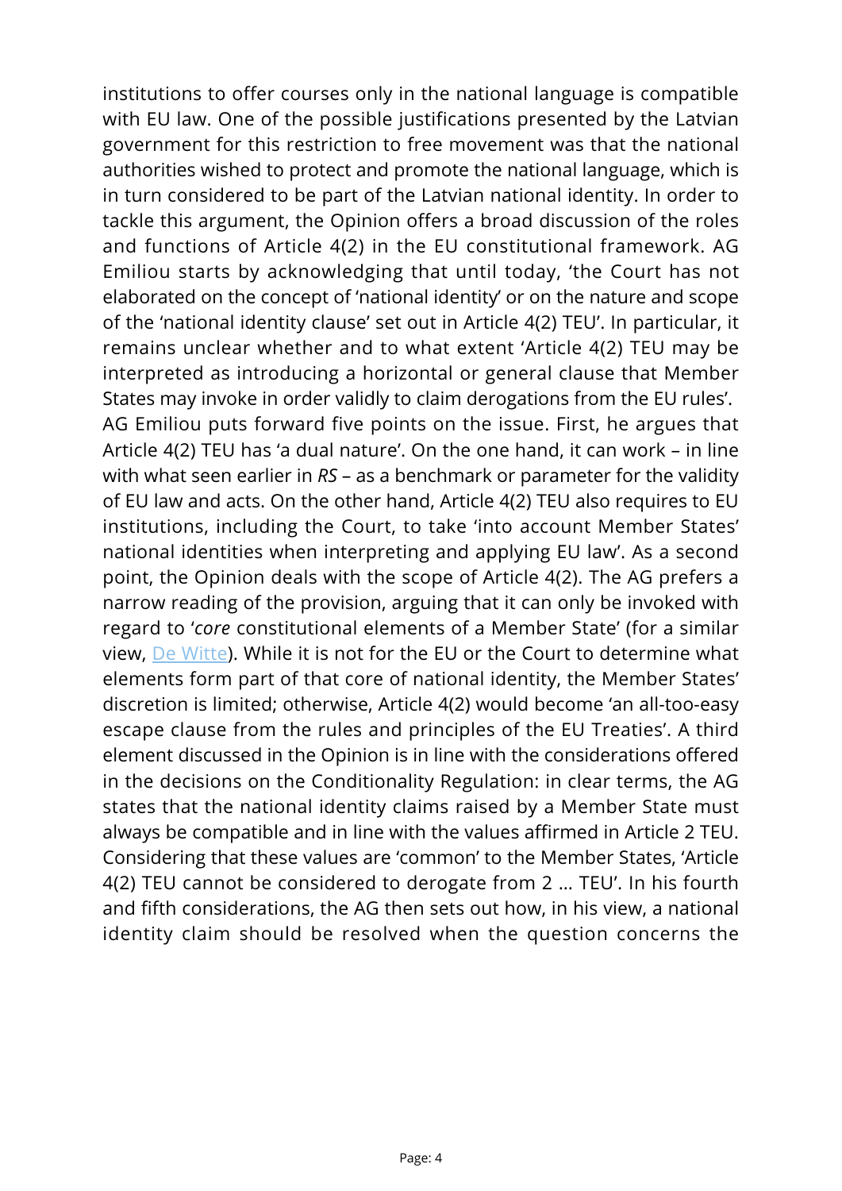institutions to offer courses only in the national language is compatible with EU law. One of the possible justifications presented by the Latvian government for this restriction to free movement was that the national authorities wished to protect and promote the national language, which is in turn considered to be part of the Latvian national identity. In order to tackle this argument, the Opinion offers a broad discussion of the roles and functions of Article 4(2) in the EU constitutional framework. AG Emiliou starts by acknowledging that until today, 'the Court has not elaborated on the concept of 'national identity' or on the nature and scope of the 'national identity clause' set out in Article 4(2) TEU'. In particular, it remains unclear whether and to what extent 'Article 4(2) TEU may be interpreted as introducing a horizontal or general clause that Member States may invoke in order validly to claim derogations from the EU rules'.

AG Emiliou puts forward five points on the issue. First, he argues that Article 4(2) TEU has 'a dual nature'. On the one hand, it can work – in line with what seen earlier in *RS* – as a benchmark or parameter for the validity of EU law and acts. On the other hand, Article 4(2) TEU also requires to EU institutions, including the Court, to take 'into account Member States' national identities when interpreting and applying EU law'. As a second point, the Opinion deals with the scope of Article 4(2). The AG prefers a narrow reading of the provision, arguing that it can only be invoked with regard to '*core* constitutional elements of a Member State' (for a similar view, De Witte). While it is not for the EU or the Court to determine what elements form part of that core of national identity, the Member States' discretion is limited; otherwise, Article 4(2) would become 'an all-too-easy escape clause from the rules and principles of the EU Treaties'. A third element discussed in the Opinion is in line with the considerations offered in the decisions on the Conditionality Regulation: in clear terms, the AG states that the national identity claims raised by a Member State must always be compatible and in line with the values affirmed in Article 2 TEU. Considering that these values are 'common' to the Member States, 'Article 4(2) TEU cannot be considered to derogate from 2 … TEU'. In his fourth and fifth considerations, the AG then sets out how, in his view, a national identity claim should be resolved when the question concerns the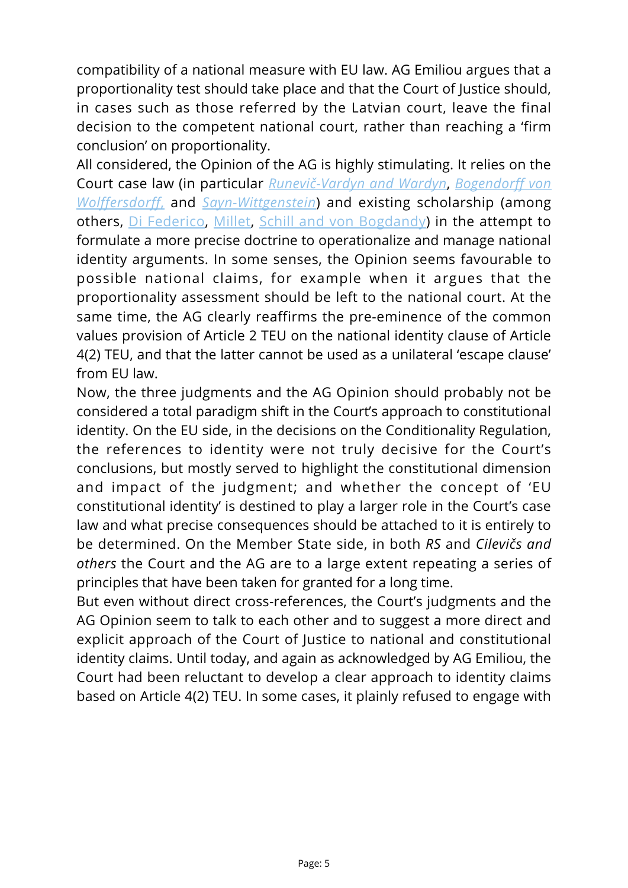compatibility of a national measure with EU law. AG Emiliou argues that a proportionality test should take place and that the Court of Justice should, in cases such as those referred by the Latvian court, leave the final decision to the competent national court, rather than reaching a 'firm conclusion' on proportionality.

All considered, the Opinion of the AG is highly stimulating. It relies on the Court case law (in particular *Runevič-Vardyn and Wardyn*, *Bogendorff von Wolffersdorff,* and *Sayn-Wittgenstein*) and existing scholarship (among others, Di Federico, Millet, Schill and von Bogdandy) in the attempt to formulate a more precise doctrine to operationalize and manage national identity arguments. In some senses, the Opinion seems favourable to possible national claims, for example when it argues that the proportionality assessment should be left to the national court. At the same time, the AG clearly reaffirms the pre-eminence of the common values provision of Article 2 TEU on the national identity clause of Article 4(2) TEU, and that the latter cannot be used as a unilateral 'escape clause' from EU law.

Now, the three judgments and the AG Opinion should probably not be considered a total paradigm shift in the Court's approach to constitutional identity. On the EU side, in the decisions on the Conditionality Regulation, the references to identity were not truly decisive for the Court's conclusions, but mostly served to highlight the constitutional dimension and impact of the judgment; and whether the concept of 'EU constitutional identity' is destined to play a larger role in the Court's case law and what precise consequences should be attached to it is entirely to be determined. On the Member State side, in both *RS* and *Cilevičs and others* the Court and the AG are to a large extent repeating a series of principles that have been taken for granted for a long time.

But even without direct cross-references, the Court's judgments and the AG Opinion seem to talk to each other and to suggest a more direct and explicit approach of the Court of Justice to national and constitutional identity claims. Until today, and again as acknowledged by AG Emiliou, the Court had been reluctant to develop a clear approach to identity claims based on Article 4(2) TEU. In some cases, it plainly refused to engage with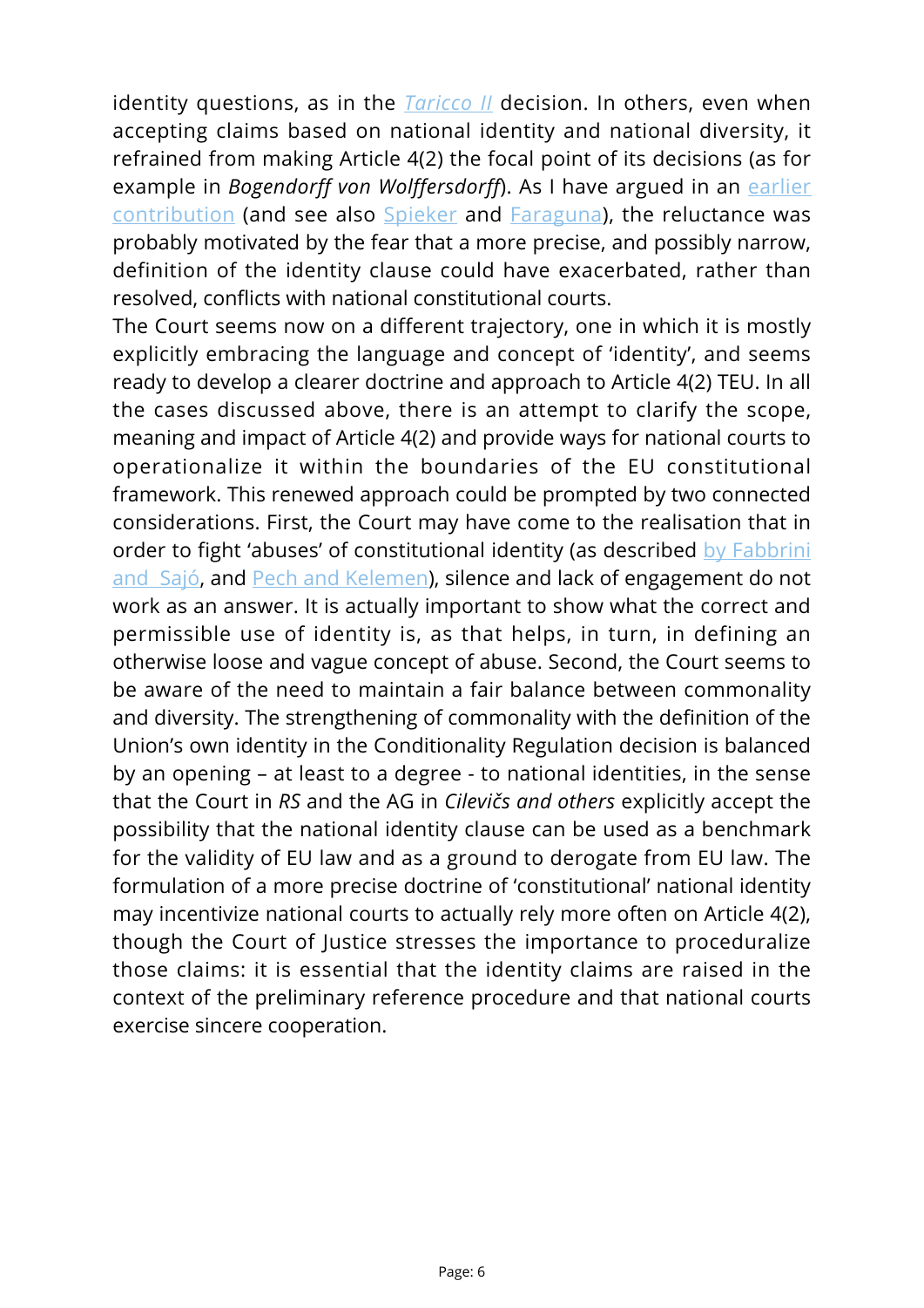identity questions, as in the *Taricco II* decision. In others, even when accepting claims based on national identity and national diversity, it refrained from making Article 4(2) the focal point of its decisions (as for example in *Bogendorff von Wolffersdorff*). As I have argued in an earlier contribution (and see also Spieker and Faraguna), the reluctance was probably motivated by the fear that a more precise, and possibly narrow, definition of the identity clause could have exacerbated, rather than resolved, conflicts with national constitutional courts.

The Court seems now on a different trajectory, one in which it is mostly explicitly embracing the language and concept of 'identity', and seems ready to develop a clearer doctrine and approach to Article 4(2) TEU. In all the cases discussed above, there is an attempt to clarify the scope, meaning and impact of Article 4(2) and provide ways for national courts to operationalize it within the boundaries of the EU constitutional framework. This renewed approach could be prompted by two connected considerations. First, the Court may have come to the realisation that in order to fight 'abuses' of constitutional identity (as described by Fabbrini and Sajó, and Pech and Kelemen), silence and lack of engagement do not work as an answer. It is actually important to show what the correct and permissible use of identity is, as that helps, in turn, in defining an otherwise loose and vague concept of abuse. Second, the Court seems to be aware of the need to maintain a fair balance between commonality and diversity. The strengthening of commonality with the definition of the Union's own identity in the Conditionality Regulation decision is balanced by an opening – at least to a degree - to national identities, in the sense that the Court in *RS* and the AG in *Cilevičs and others* explicitly accept the possibility that the national identity clause can be used as a benchmark for the validity of EU law and as a ground to derogate from EU law. The formulation of a more precise doctrine of 'constitutional' national identity may incentivize national courts to actually rely more often on Article 4(2), though the Court of Justice stresses the importance to proceduralize those claims: it is essential that the identity claims are raised in the context of the preliminary reference procedure and that national courts exercise sincere cooperation.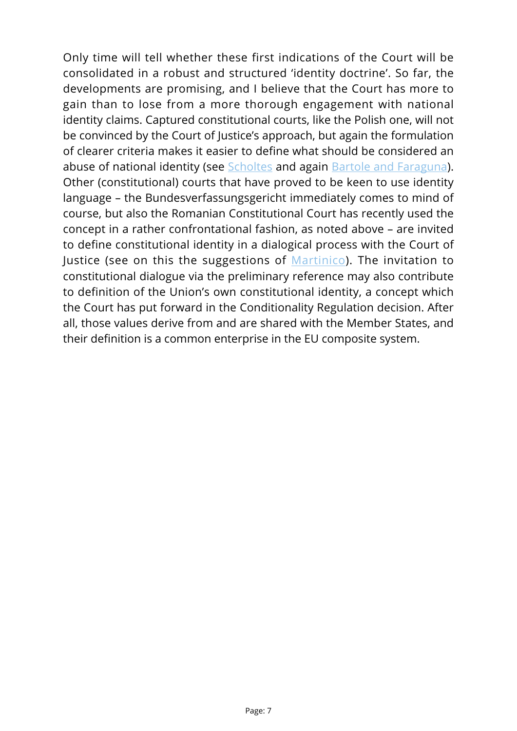Only time will tell whether these first indications of the Court will be consolidated in a robust and structured 'identity doctrine'. So far, the developments are promising, and I believe that the Court has more to gain than to lose from a more thorough engagement with national identity claims. Captured constitutional courts, like the Polish one, will not be convinced by the Court of Justice's approach, but again the formulation of clearer criteria makes it easier to define what should be considered an abuse of national identity (see Scholtes and again Bartole and Faraguna). Other (constitutional) courts that have proved to be keen to use identity language – the Bundesverfassungsgericht immediately comes to mind of course, but also the Romanian Constitutional Court has recently used the concept in a rather confrontational fashion, as noted above – are invited to define constitutional identity in a dialogical process with the Court of Justice (see on this the suggestions of Martinico). The invitation to constitutional dialogue via the preliminary reference may also contribute to definition of the Union's own constitutional identity, a concept which the Court has put forward in the Conditionality Regulation decision. After all, those values derive from and are shared with the Member States, and their definition is a common enterprise in the EU composite system.